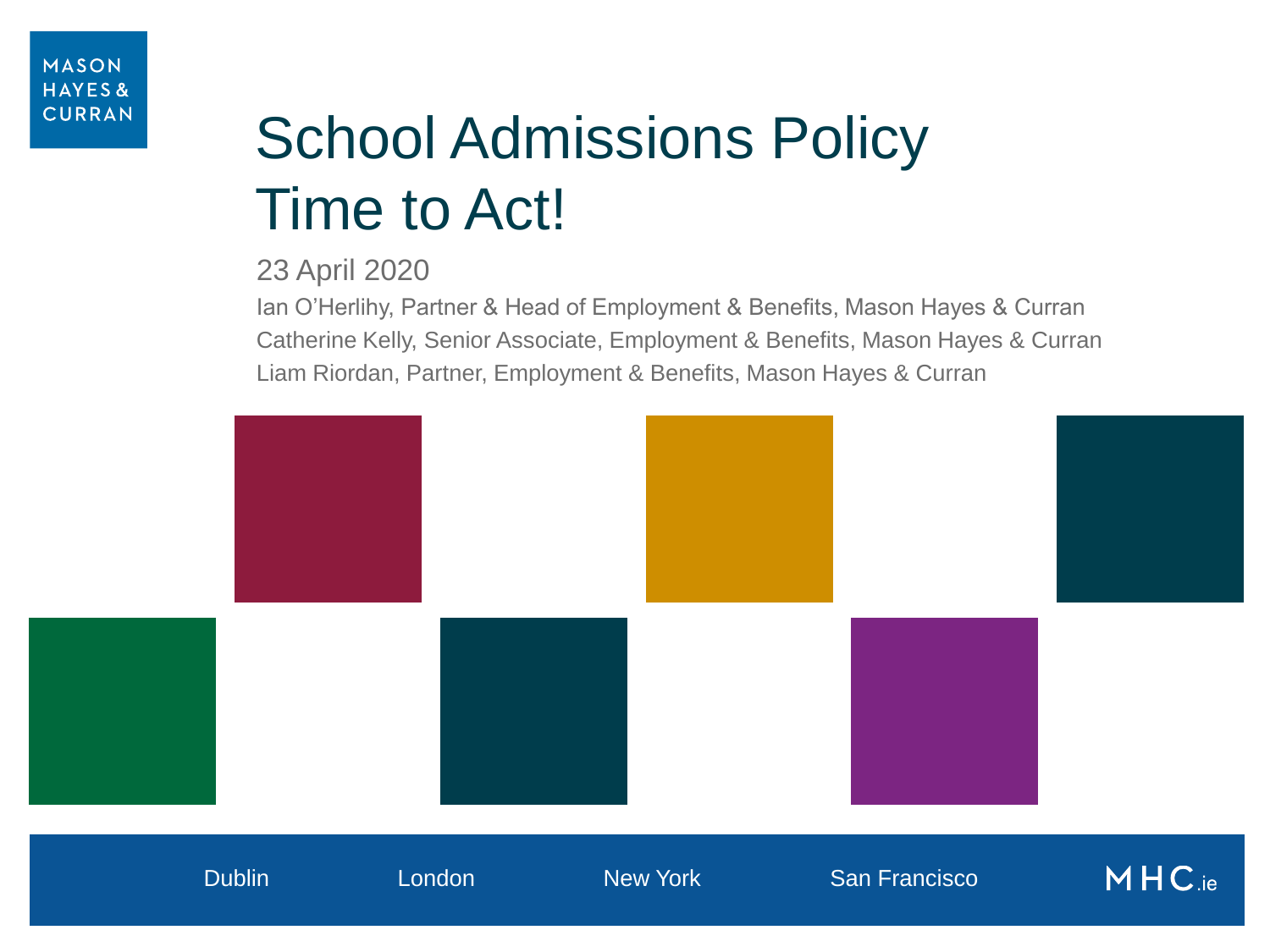MASON HAYES & CURRAN

# School Admissions Policy Time to Act!

23 April 2020

Ian O'Herlihy, Partner & Head of Employment & Benefits, Mason Hayes & Curran
Catherine Kelly, Senior Associate, Employment & Benefits, Mason Hayes & Curran
Liam Riordan, Partner, Employment & Benefits, Mason Hayes & Curran

Dublin London New York San Francisco MHC.ie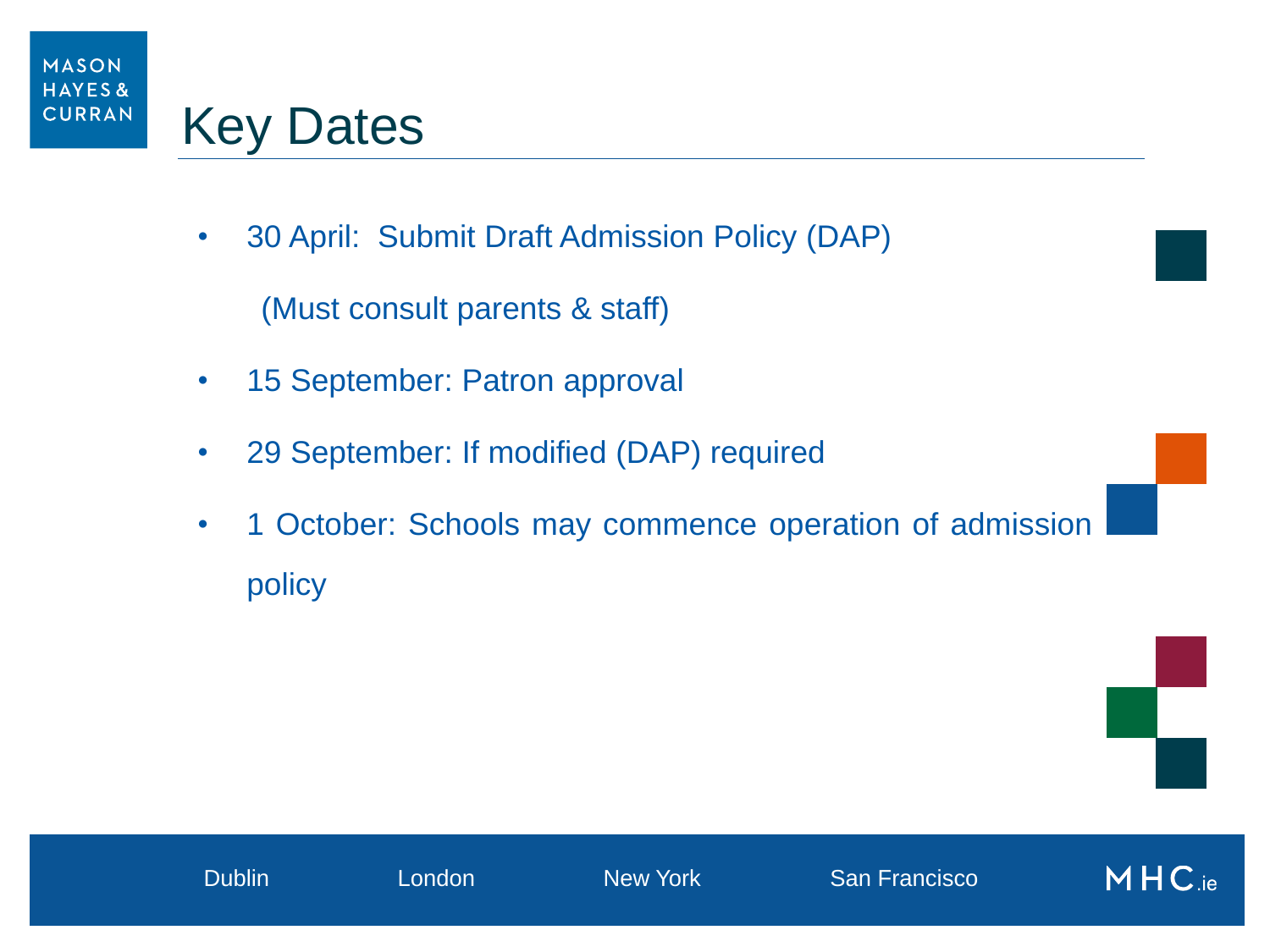# Key Dates

- 30 April: Submit Draft Admission Policy (DAP)

  (Must consult parents & staff)

- 15 September: Patron approval
- 29 September: If modified (DAP) required
- 1 October: Schools may commence operation of admission policy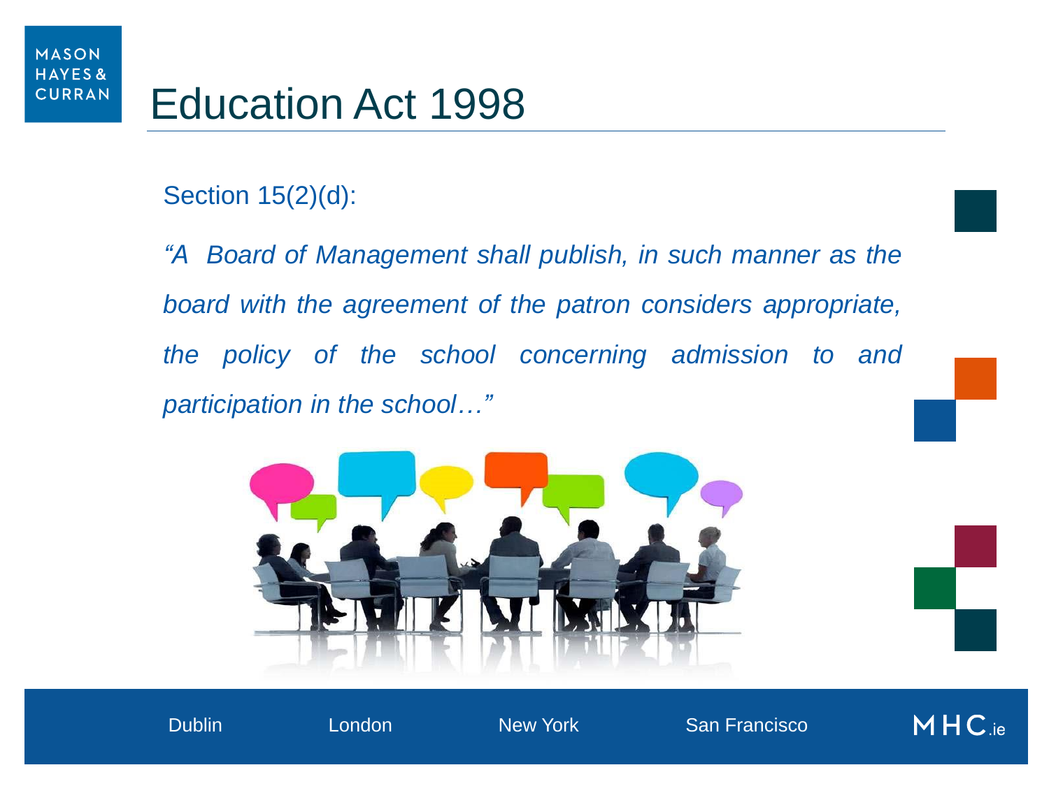# Education Act 1998

Section 15(2)(d):

*"A Board of Management shall publish, in such manner as the board with the agreement of the patron considers appropriate, the policy of the school concerning admission to and participation in the school…"*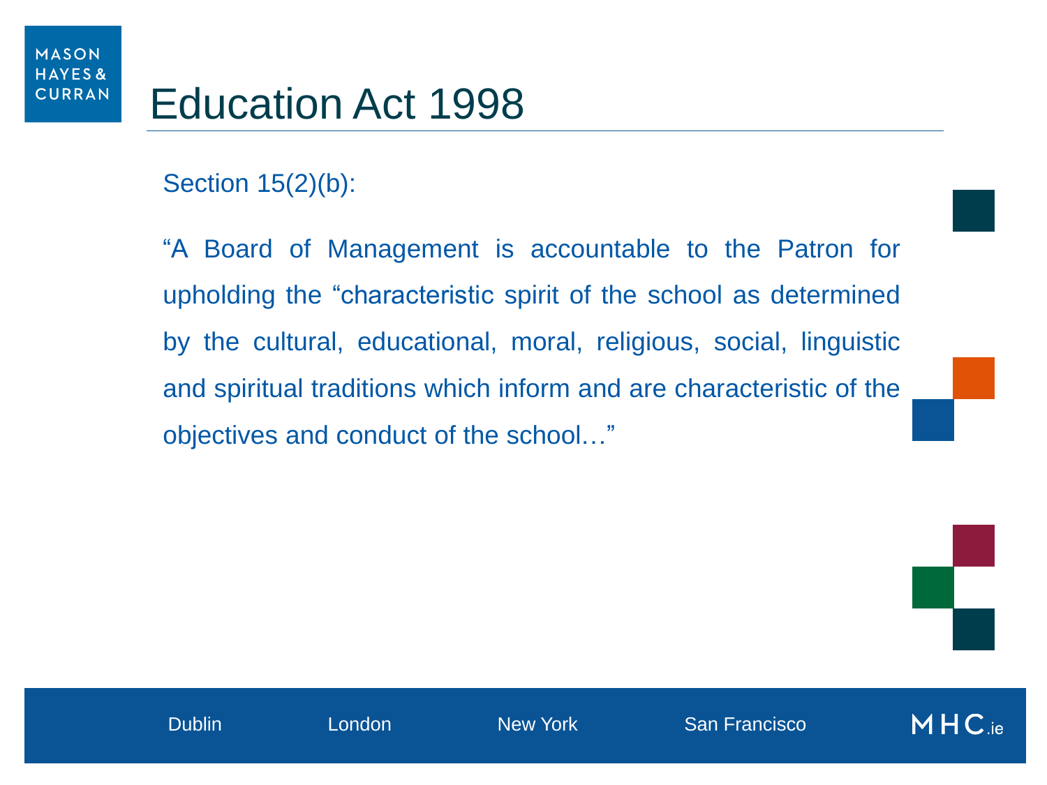# Education Act 1998

Section 15(2)(b):

“A Board of Management is accountable to the Patron for upholding the “characteristic spirit of the school as determined by the cultural, educational, moral, religious, social, linguistic and spiritual traditions which inform and are characteristic of the objectives and conduct of the school…”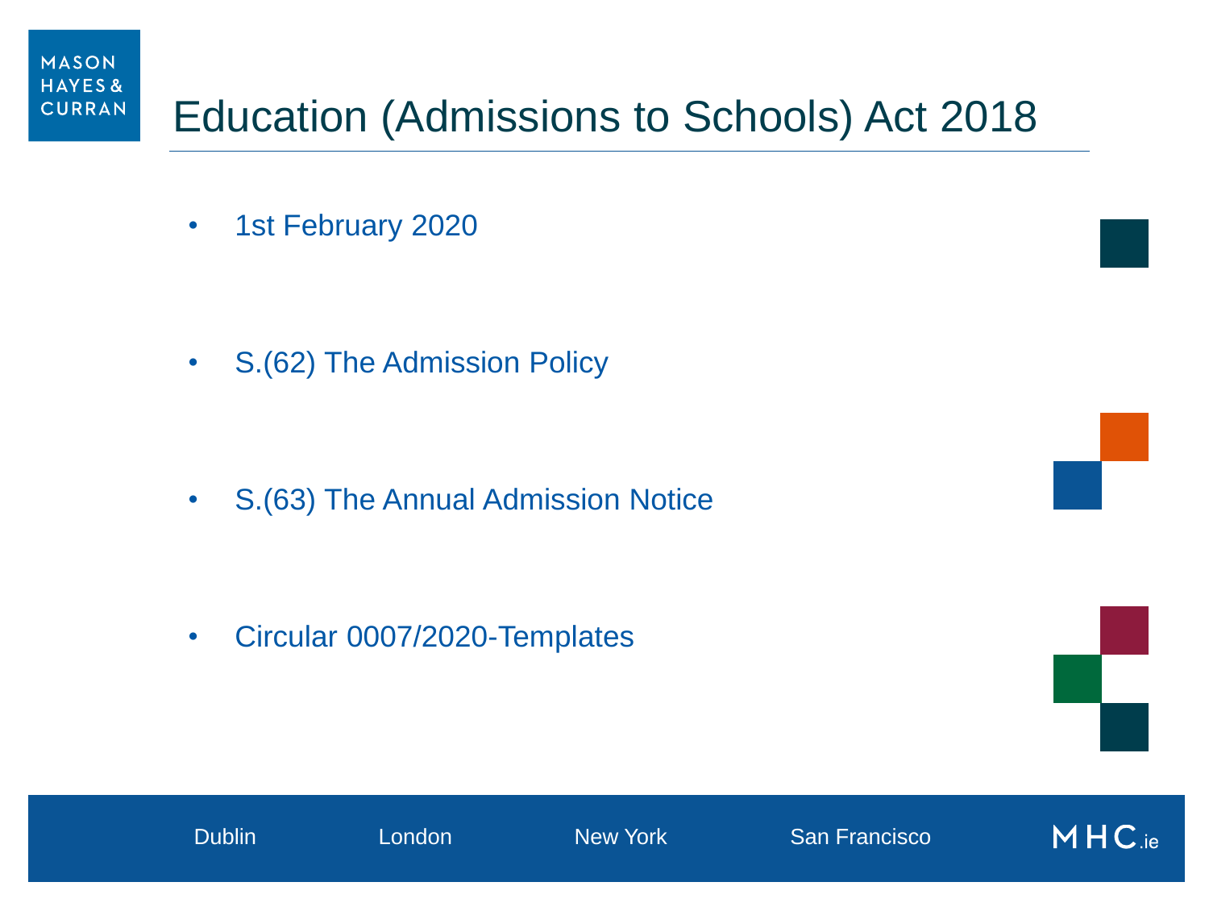# Education (Admissions to Schools) Act 2018

- 1st February 2020
- S.(62) The Admission Policy
- S.(63) The Annual Admission Notice
- Circular 0007/2020-Templates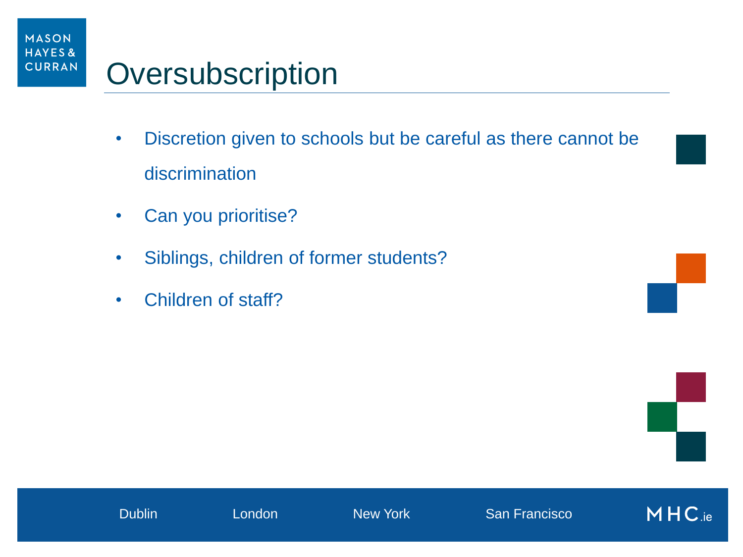# Oversubscription

- Discretion given to schools but be careful as there cannot be discrimination
- Can you prioritise?
- Siblings, children of former students?
- Children of staff?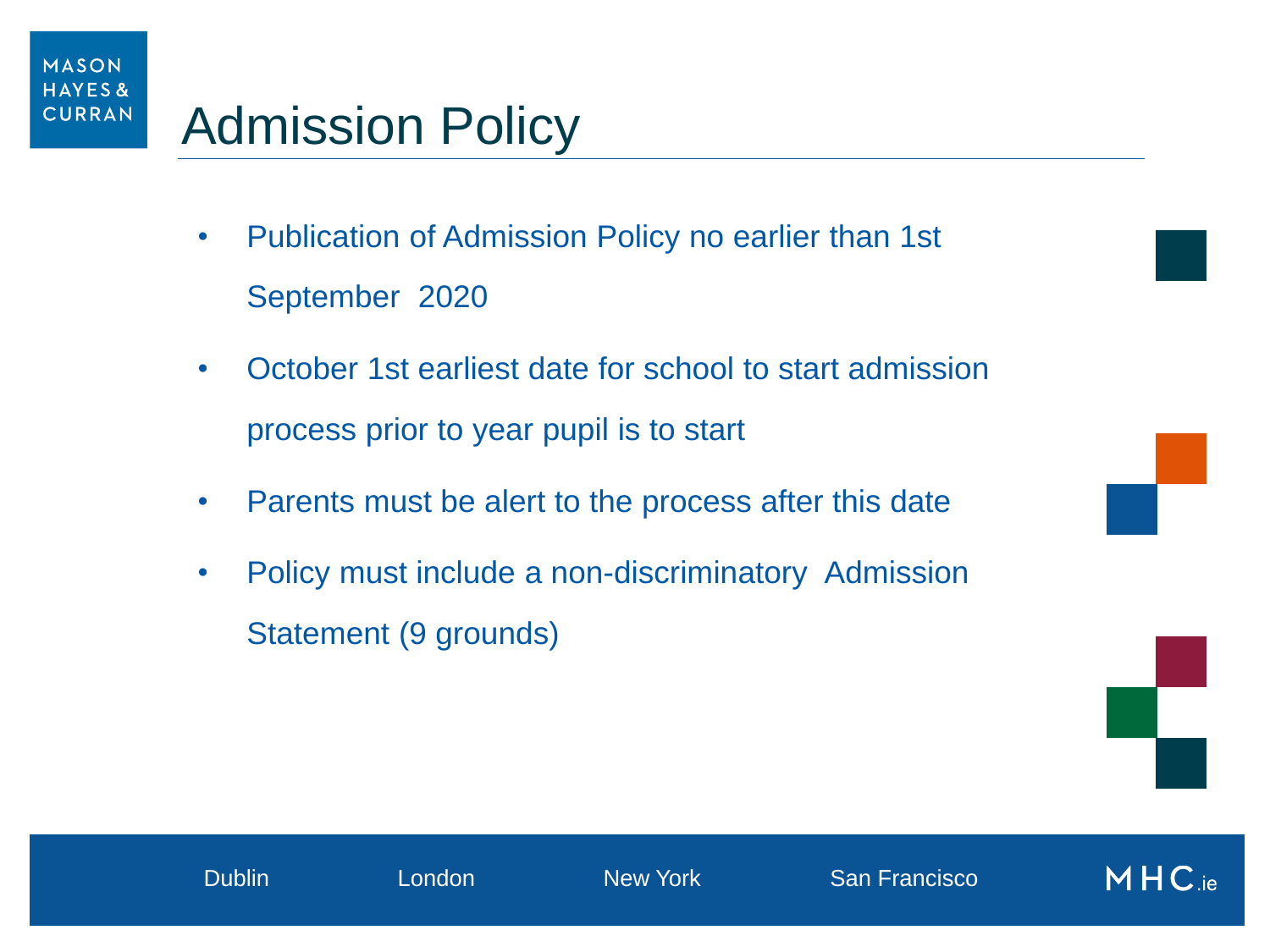# Admission Policy

- Publication of Admission Policy no earlier than 1st September 2020
- October 1st earliest date for school to start admission process prior to year pupil is to start
- Parents must be alert to the process after this date
- Policy must include a non-discriminatory Admission Statement (9 grounds)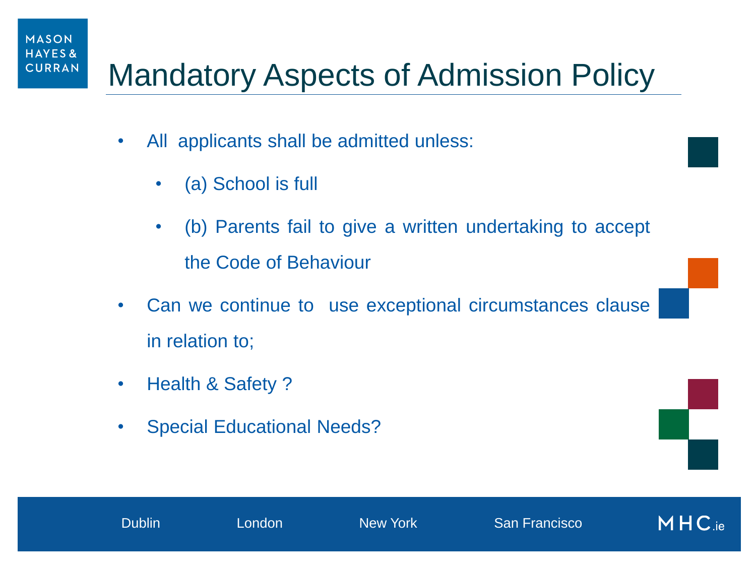# Mandatory Aspects of Admission Policy

- All applicants shall be admitted unless:
  - (a) School is full
  - (b) Parents fail to give a written undertaking to accept the Code of Behaviour
- Can we continue to use exceptional circumstances clause in relation to;
- Health & Safety ?
- Special Educational Needs?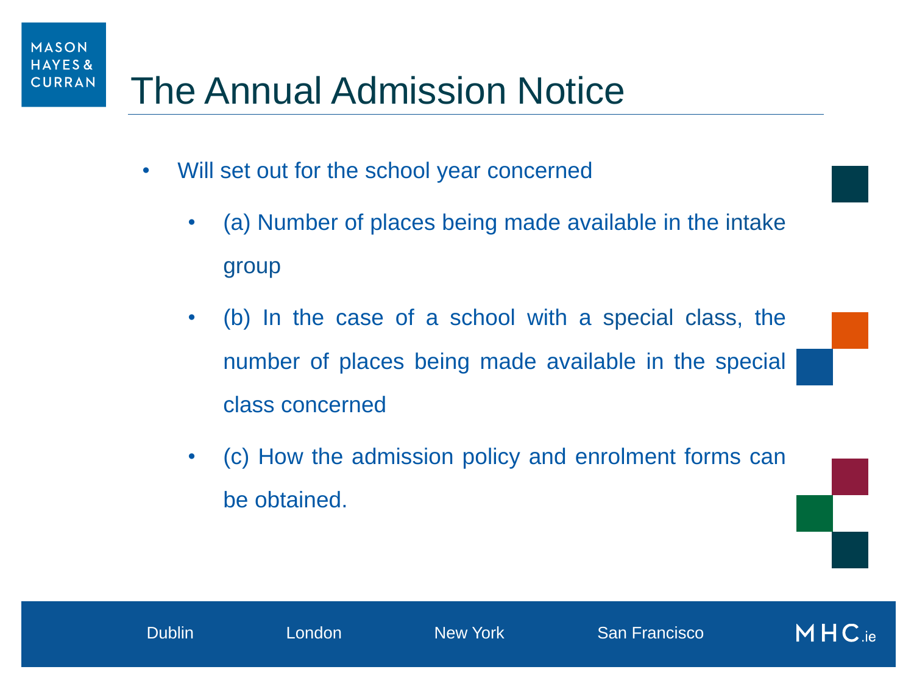# The Annual Admission Notice

- Will set out for the school year concerned
  - (a) Number of places being made available in the intake group
  - (b) In the case of a school with a special class, the number of places being made available in the special class concerned
  - (c) How the admission policy and enrolment forms can be obtained.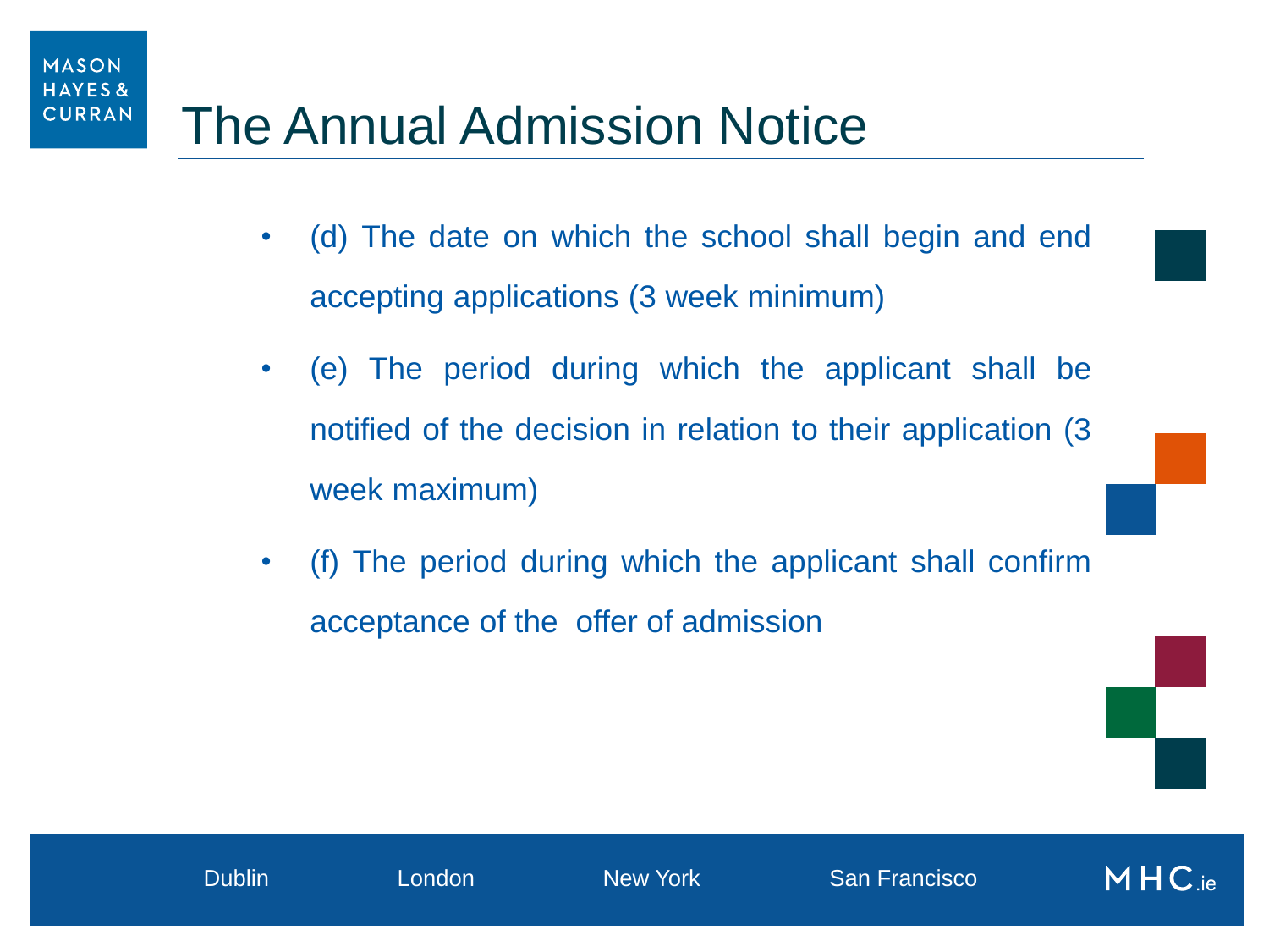# The Annual Admission Notice

- (d) The date on which the school shall begin and end accepting applications (3 week minimum)
- (e) The period during which the applicant shall be notified of the decision in relation to their application (3 week maximum)
- (f) The period during which the applicant shall confirm acceptance of the offer of admission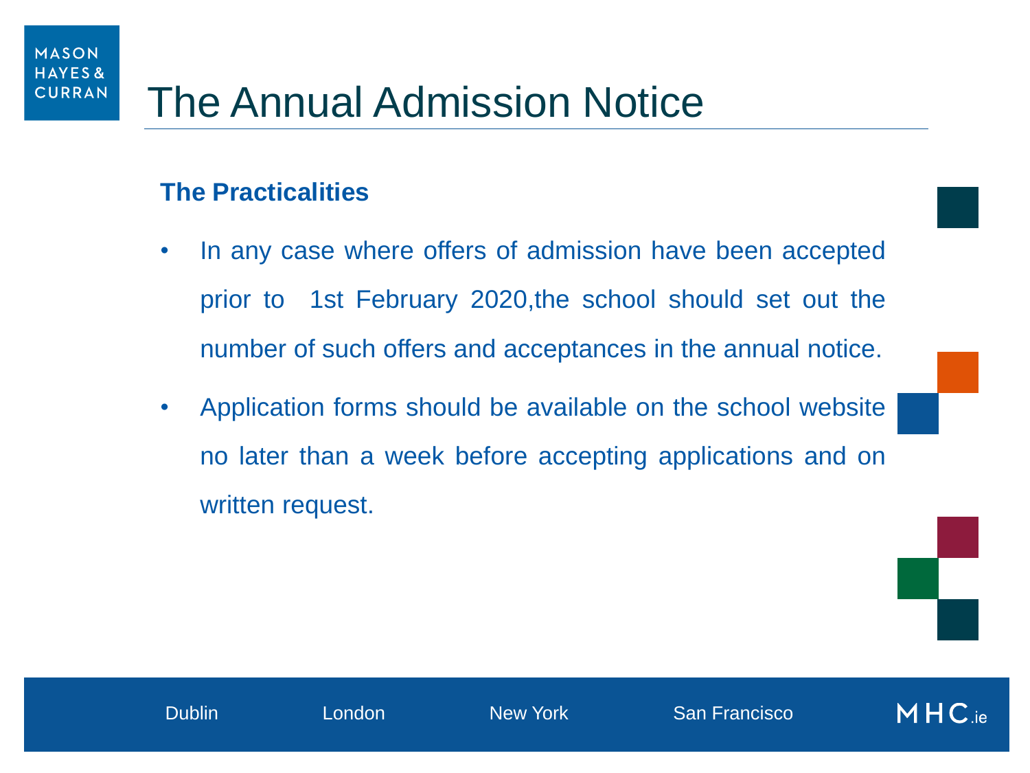# The Annual Admission Notice

## The Practicalities

- In any case where offers of admission have been accepted prior to 1st February 2020,the school should set out the number of such offers and acceptances in the annual notice.
- Application forms should be available on the school website no later than a week before accepting applications and on written request.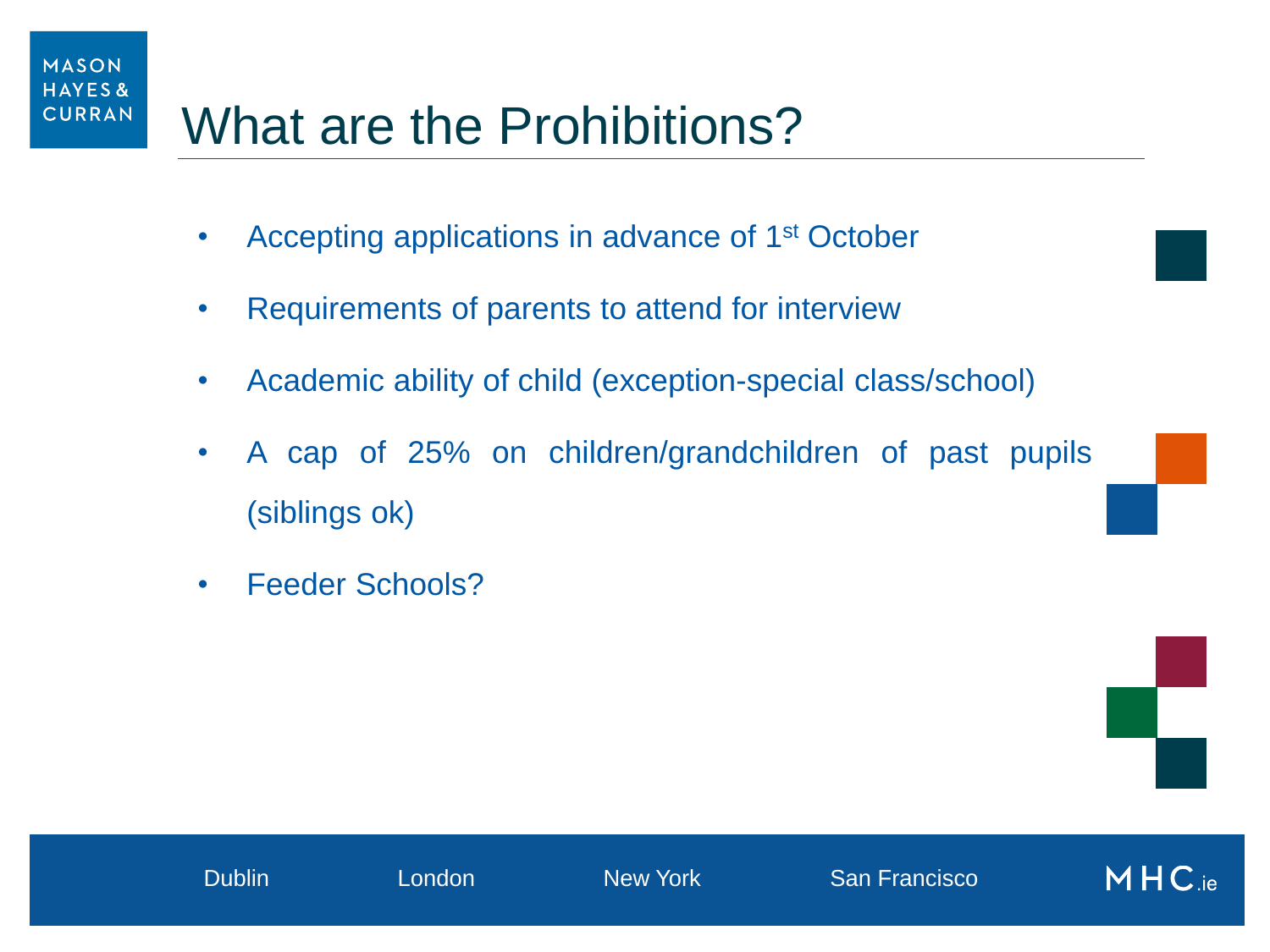# What are the Prohibitions?

- Accepting applications in advance of 1st October
- Requirements of parents to attend for interview
- Academic ability of child (exception-special class/school)
- A cap of 25% on children/grandchildren of past pupils (siblings ok)
- Feeder Schools?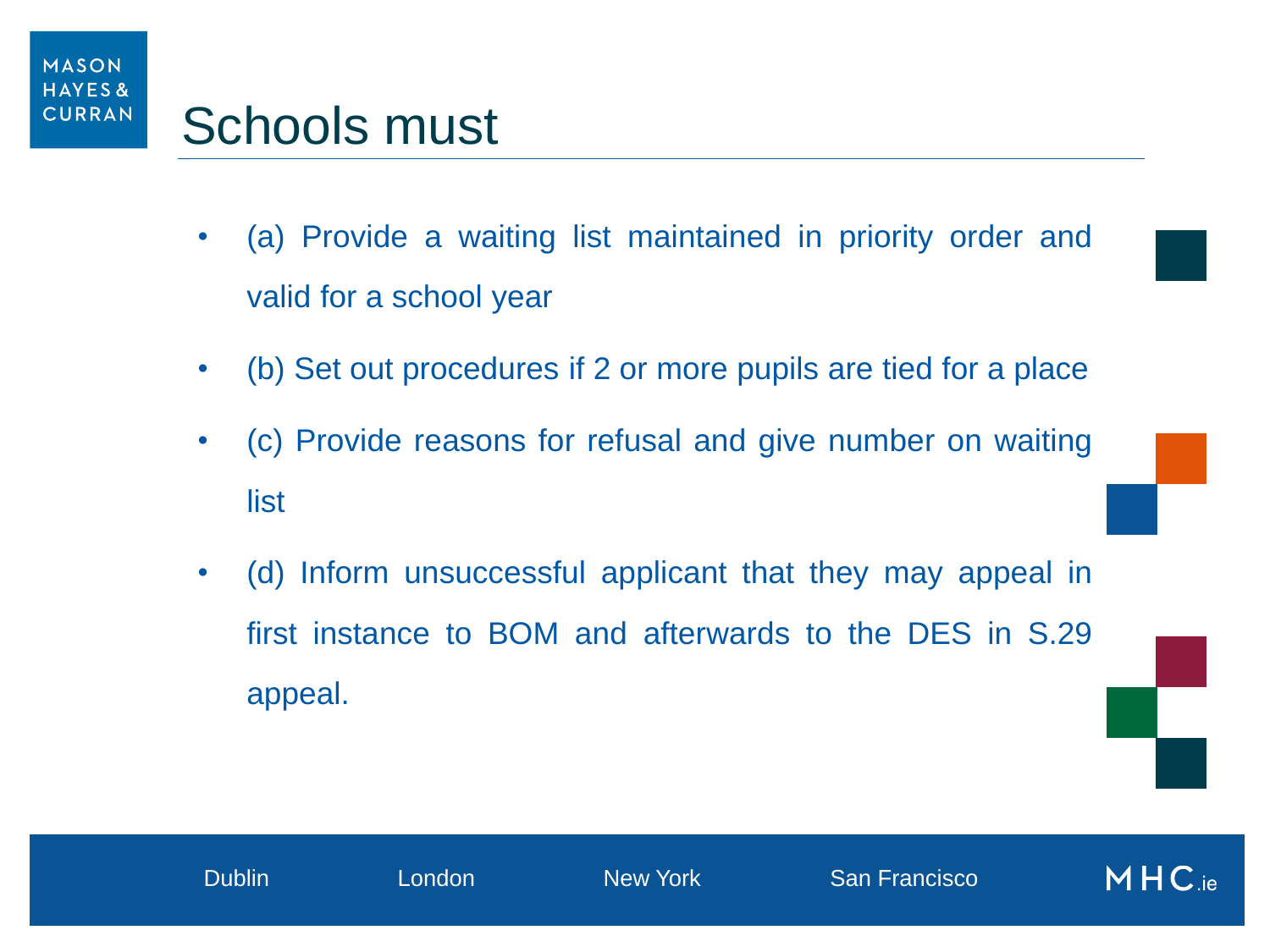# Schools must

- (a) Provide a waiting list maintained in priority order and valid for a school year
- (b) Set out procedures if 2 or more pupils are tied for a place
- (c) Provide reasons for refusal and give number on waiting list
- (d) Inform unsuccessful applicant that they may appeal in first instance to BOM and afterwards to the DES in S.29 appeal.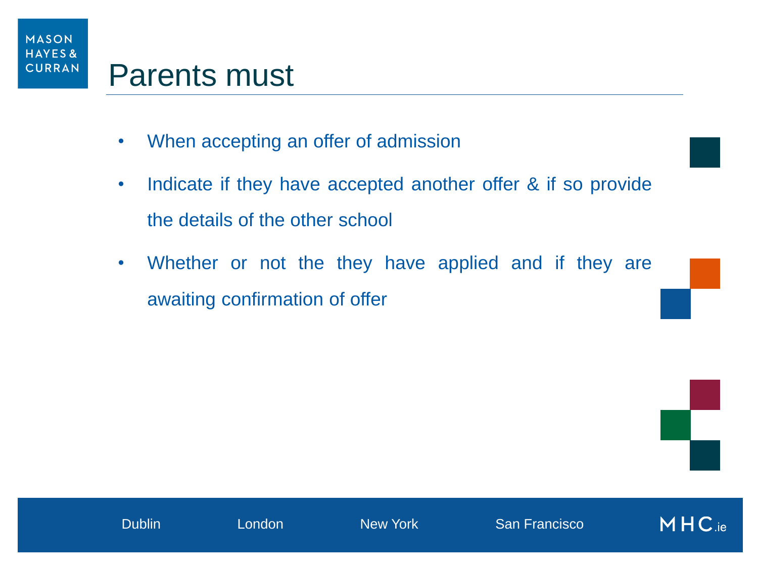# Parents must

- When accepting an offer of admission
- Indicate if they have accepted another offer & if so provide the details of the other school
- Whether or not the they have applied and if they are awaiting confirmation of offer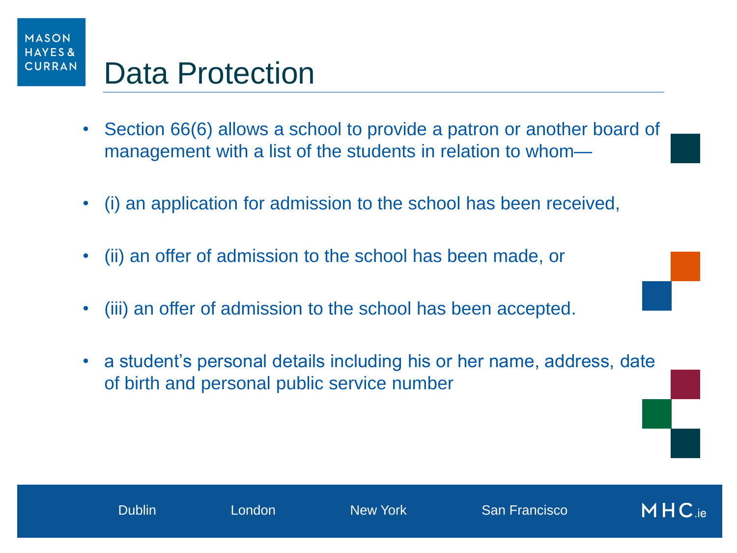# Data Protection

- Section 66(6) allows a school to provide a patron or another board of management with a list of the students in relation to whom—
- (i) an application for admission to the school has been received,
- (ii) an offer of admission to the school has been made, or
- (iii) an offer of admission to the school has been accepted.
- a student's personal details including his or her name, address, date of birth and personal public service number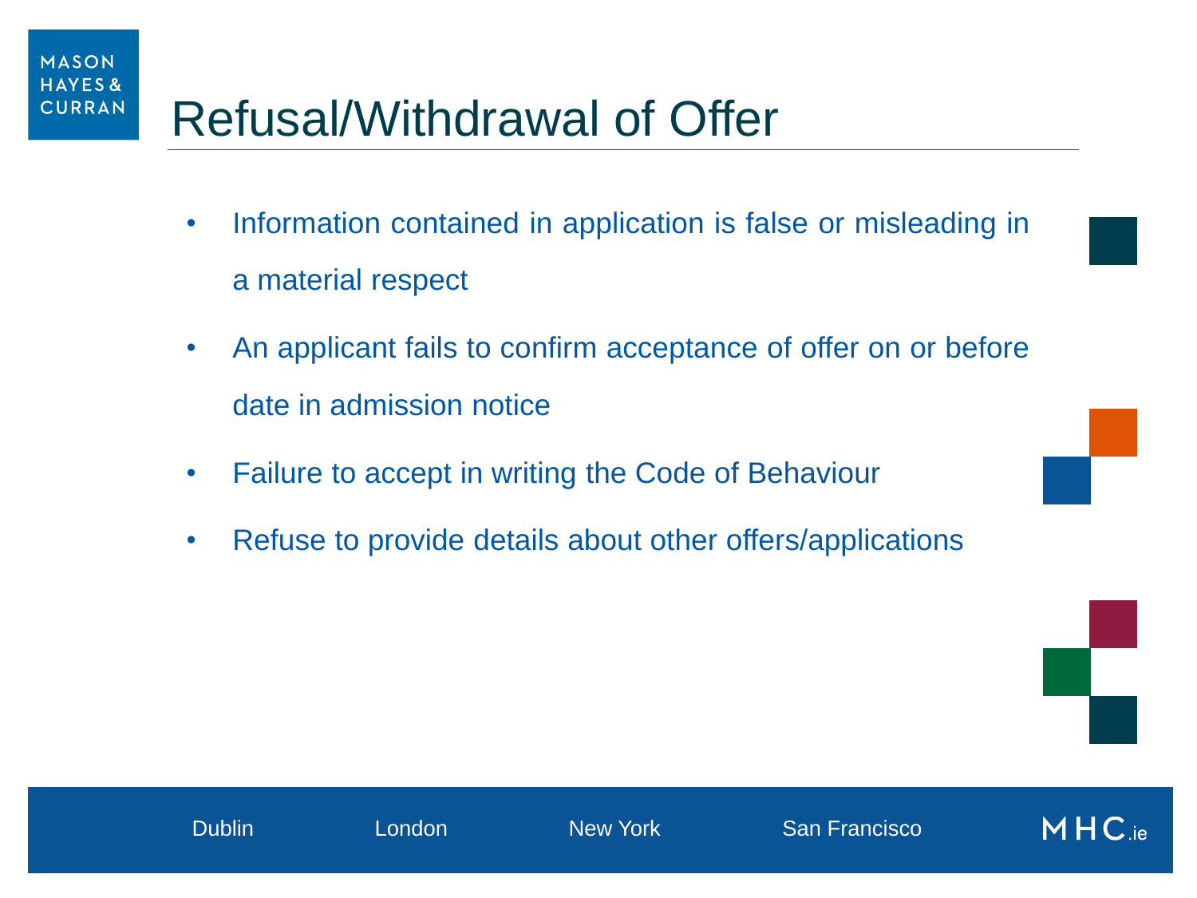# Refusal/Withdrawal of Offer

- Information contained in application is false or misleading in a material respect
- An applicant fails to confirm acceptance of offer on or before date in admission notice
- Failure to accept in writing the Code of Behaviour
- Refuse to provide details about other offers/applications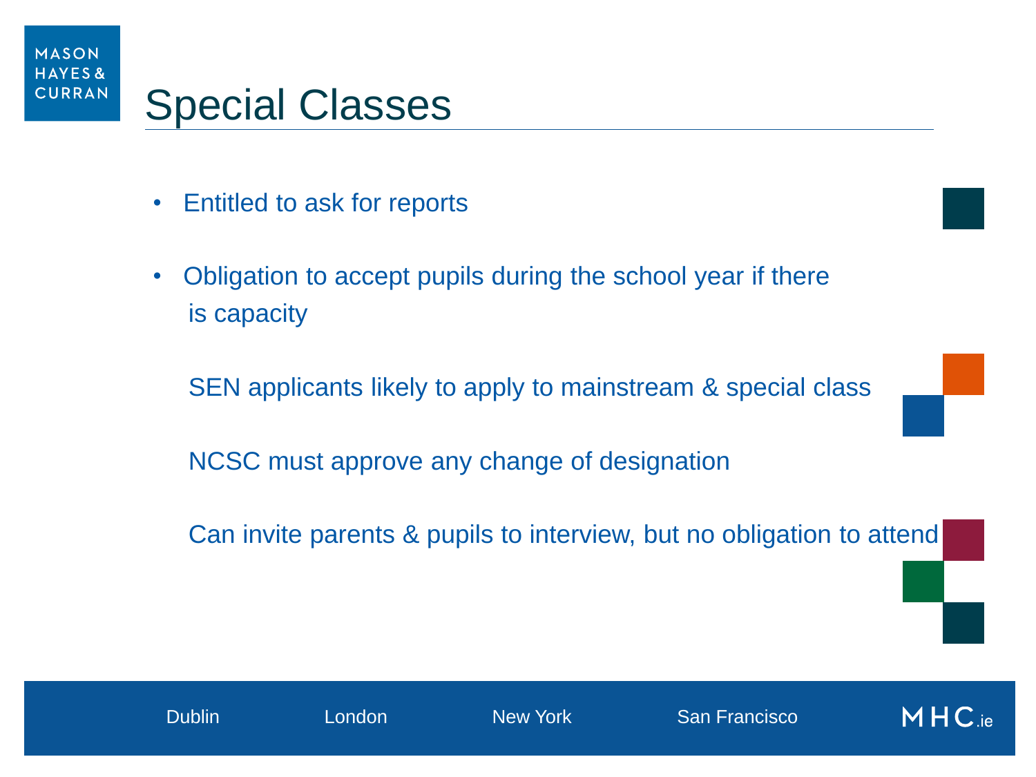# Special Classes

- Entitled to ask for reports

- Obligation to accept pupils during the school year if there is capacity

  SEN applicants likely to apply to mainstream & special class

  NCSC must approve any change of designation

  Can invite parents & pupils to interview, but no obligation to attend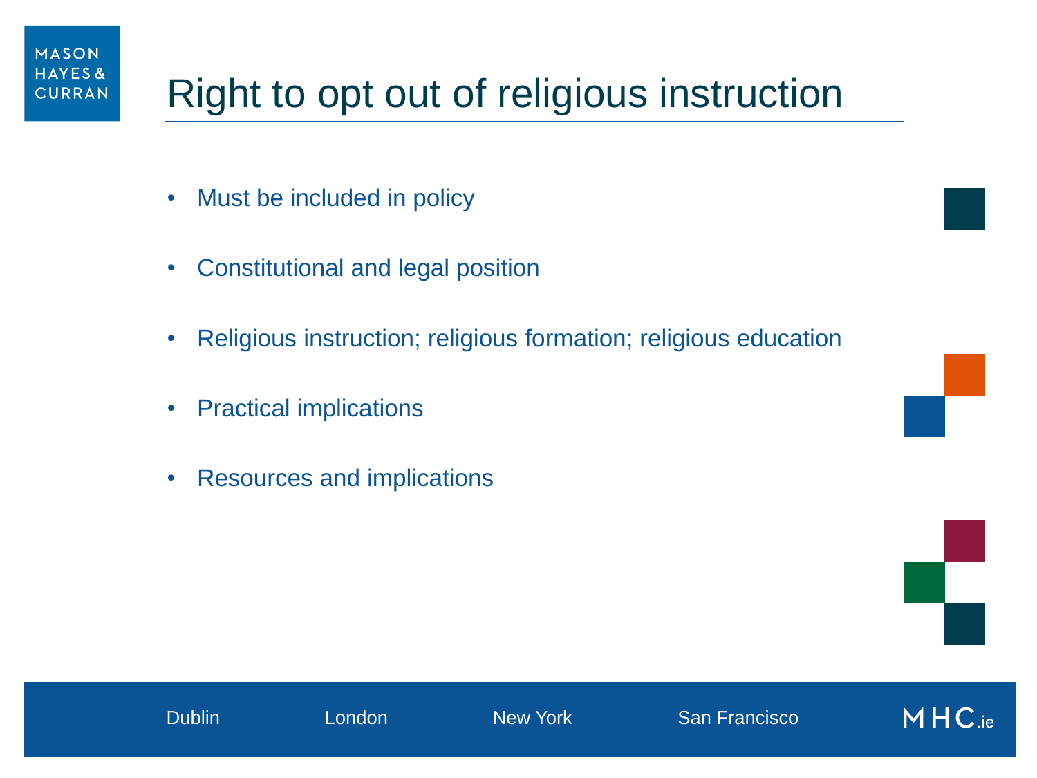# Right to opt out of religious instruction

- Must be included in policy
- Constitutional and legal position
- Religious instruction; religious formation; religious education
- Practical implications
- Resources and implications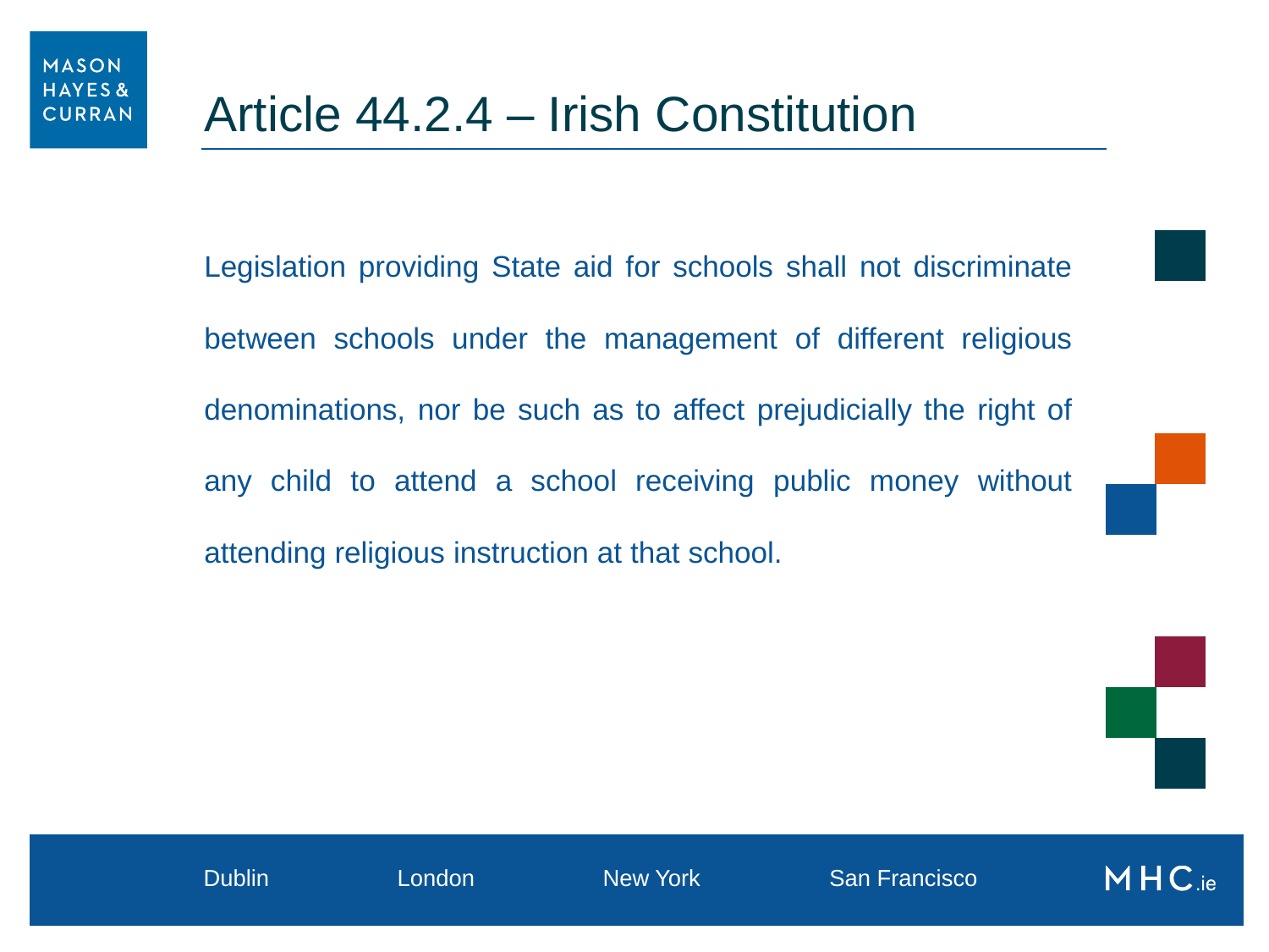# Article 44.2.4 – Irish Constitution

Legislation providing State aid for schools shall not discriminate between schools under the management of different religious denominations, nor be such as to affect prejudicially the right of any child to attend a school receiving public money without attending religious instruction at that school.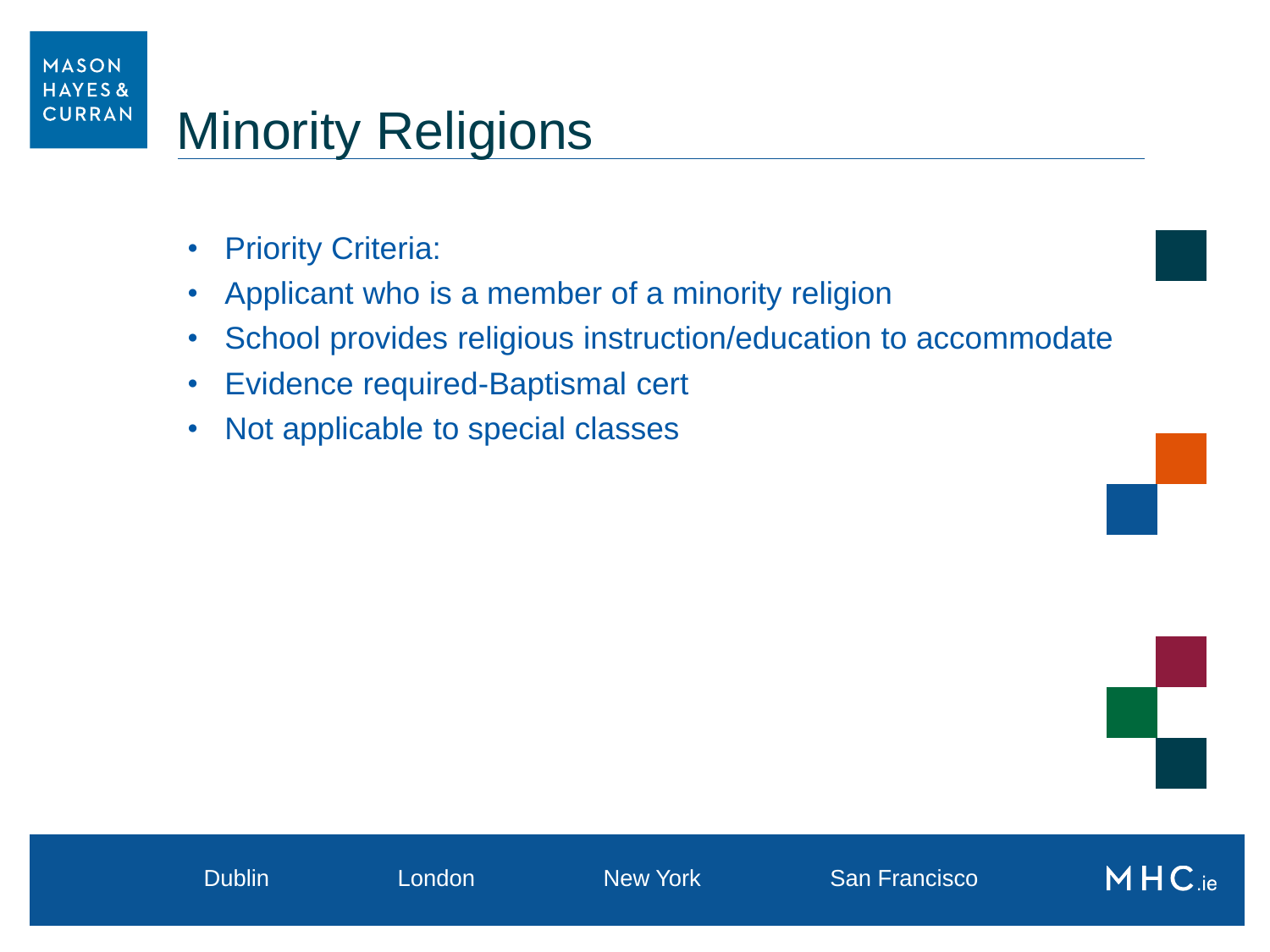# Minority Religions

- Priority Criteria:
- Applicant who is a member of a minority religion
- School provides religious instruction/education to accommodate
- Evidence required-Baptismal cert
- Not applicable to special classes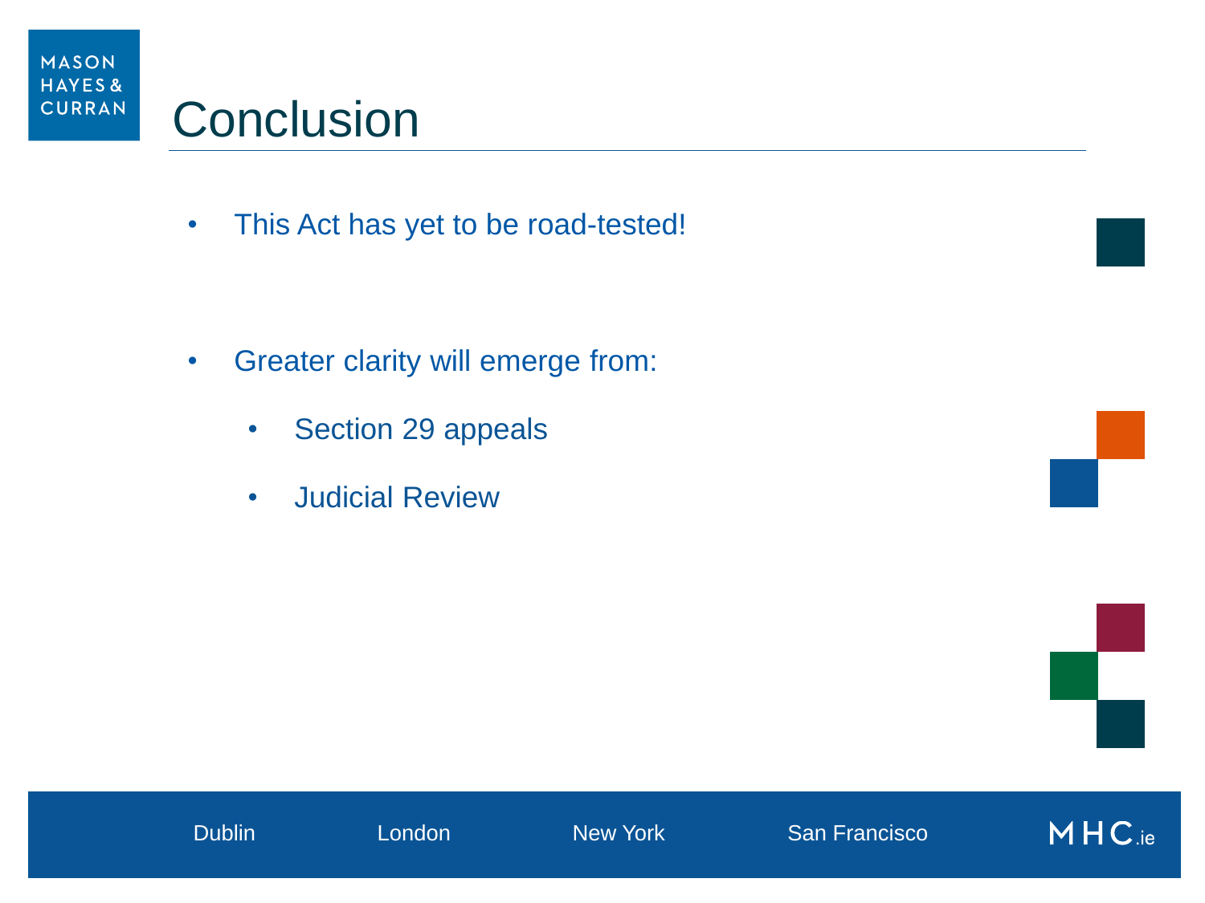# Conclusion

- This Act has yet to be road-tested!

- Greater clarity will emerge from:
  - Section 29 appeals
  - Judicial Review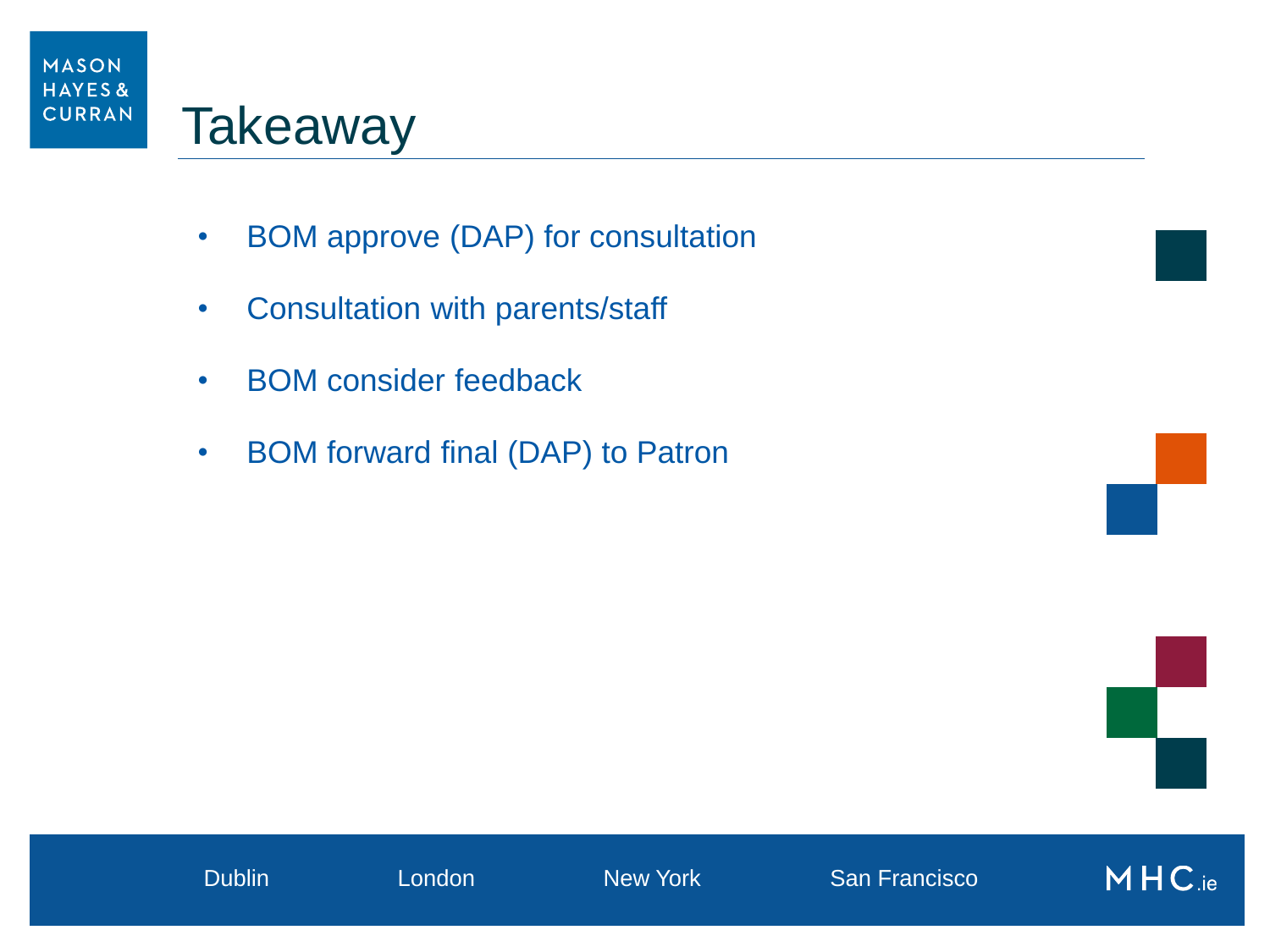# Takeaway

- BOM approve (DAP) for consultation
- Consultation with parents/staff
- BOM consider feedback
- BOM forward final (DAP) to Patron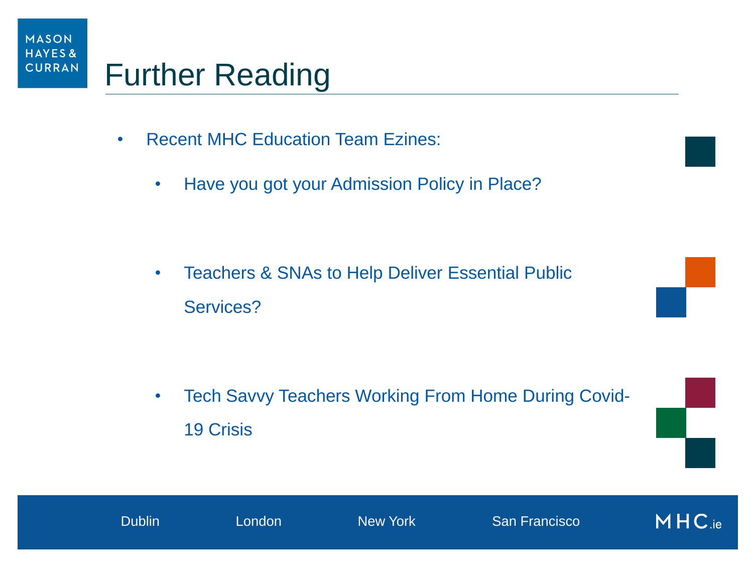# Further Reading

- Recent MHC Education Team Ezines:
  - Have you got your Admission Policy in Place?
  - Teachers & SNAs to Help Deliver Essential Public Services?
  - Tech Savvy Teachers Working From Home During Covid-19 Crisis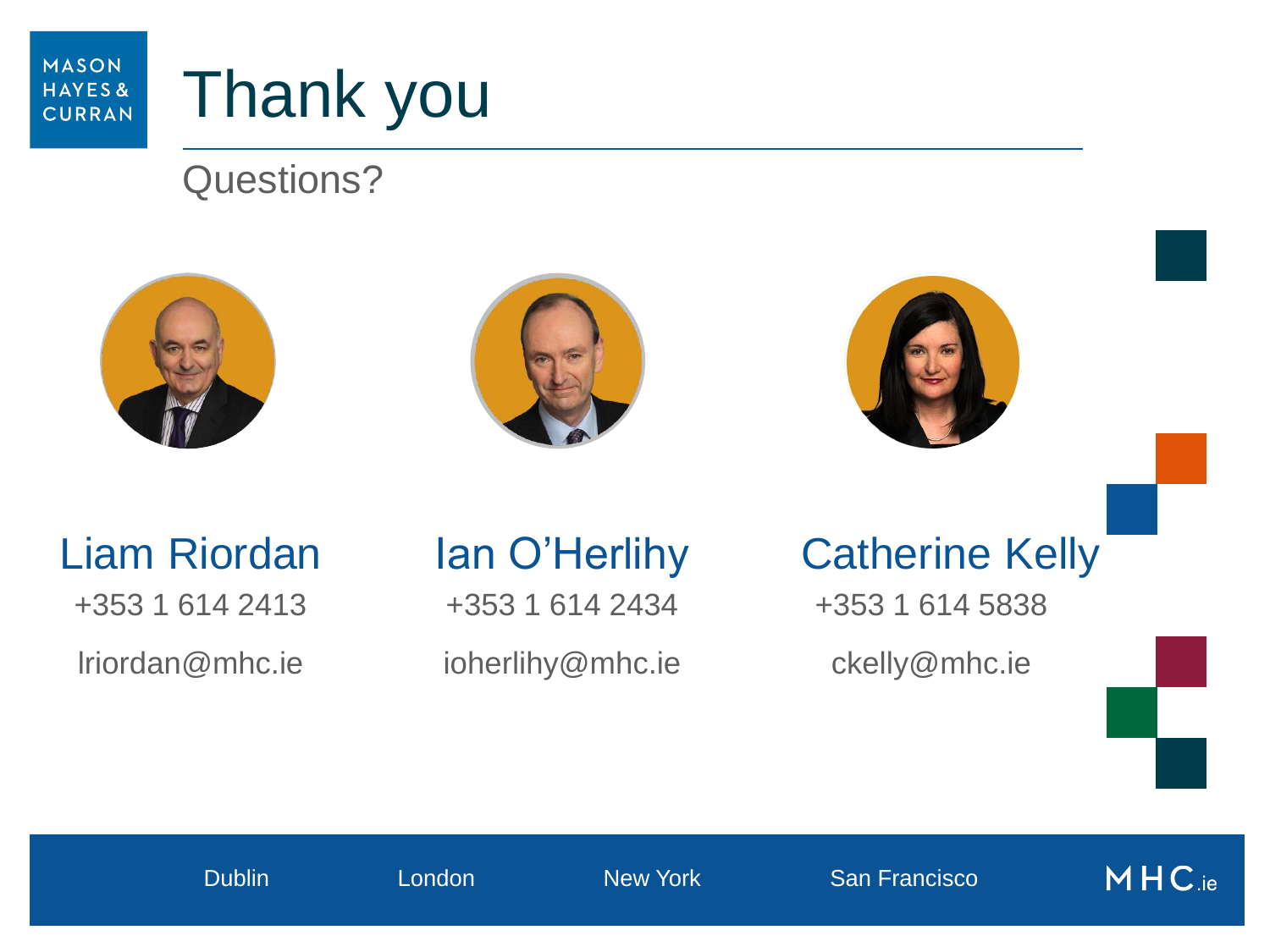# Thank you

Questions?

**Liam Riordan**
+353 1 614 2413
lriordan@mhc.ie

**Ian O'Herlihy**
+353 1 614 2434
ioherlihy@mhc.ie

**Catherine Kelly**
+353 1 614 5838
ckelly@mhc.ie

Dublin London New York San Francisco